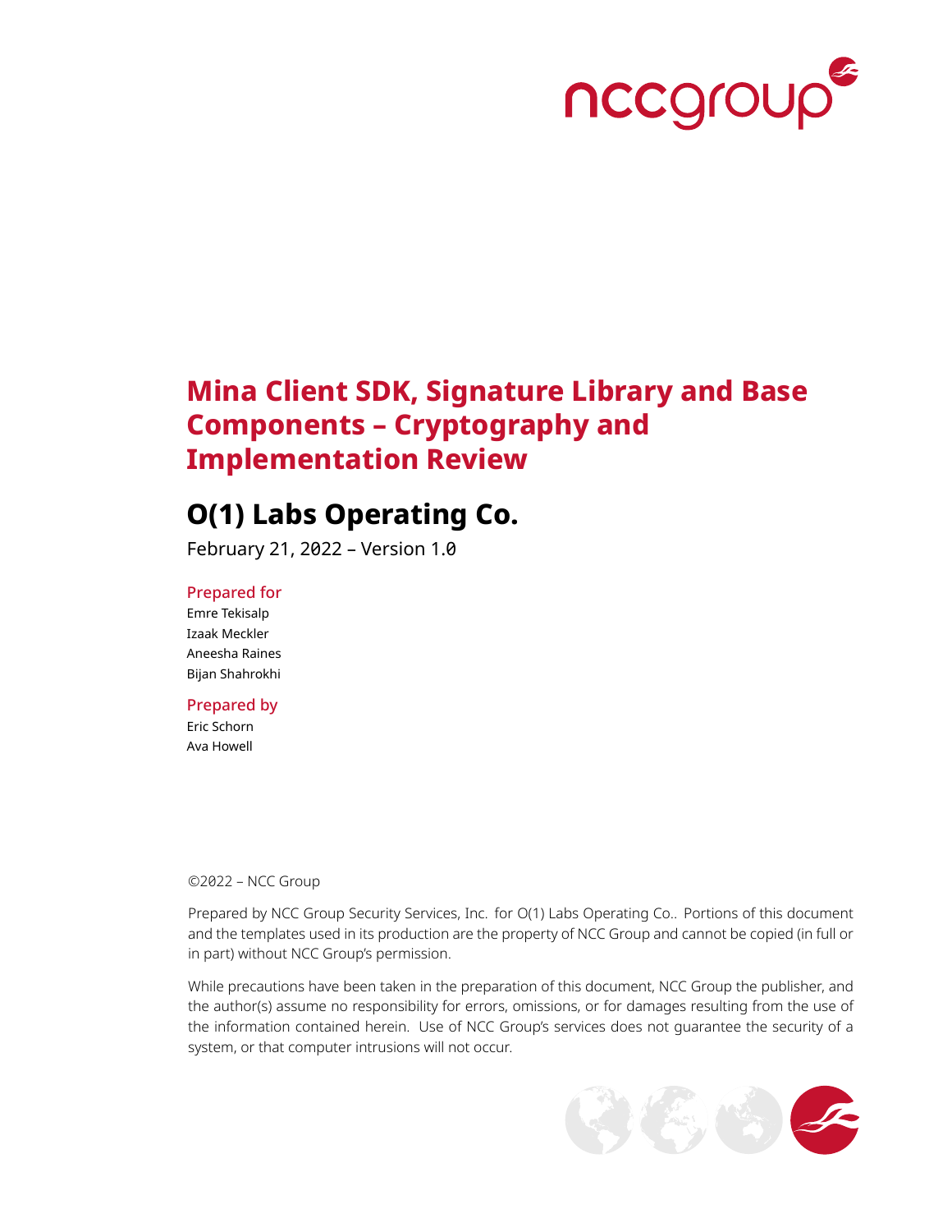# Mina Client SDK, Signature Library and Base Components – Cryptography and Implementation Review

## O(1) Labs Operating Co.

February 21, 2022 – Version 1.0

**Prepared for**

Emre Tekisalp
Izaak Meckler
Aneesha Raines
Bijan Shahrokhi

**Prepared by**

Eric Schorn
Ava Howell

©2022 – NCC Group

Prepared by NCC Group Security Services, Inc. for O(1) Labs Operating Co.. Portions of this document and the templates used in its production are the property of NCC Group and cannot be copied (in full or in part) without NCC Group's permission.

While precautions have been taken in the preparation of this document, NCC Group the publisher, and the author(s) assume no responsibility for errors, omissions, or for damages resulting from the use of the information contained herein. Use of NCC Group's services does not guarantee the security of a system, or that computer intrusions will not occur.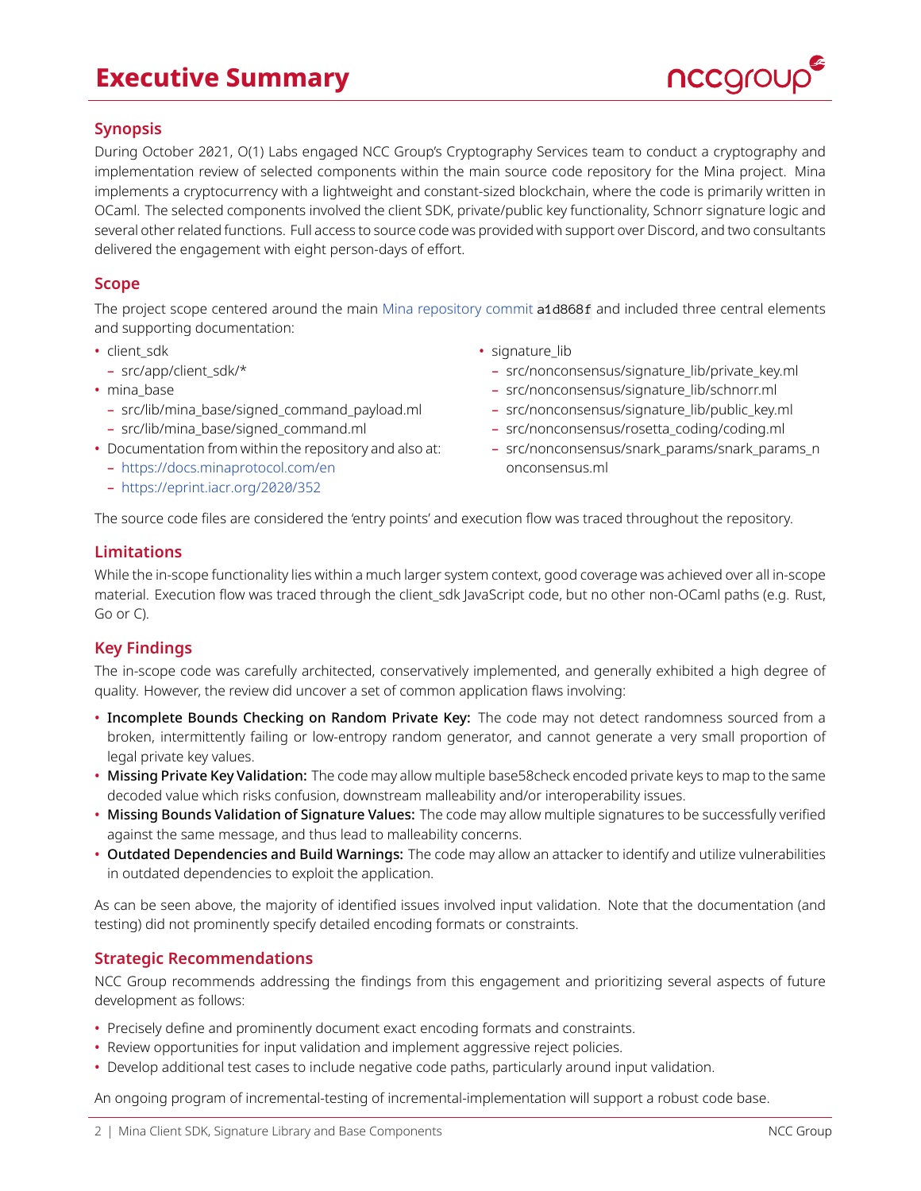# Executive Summary

## Synopsis

During October 2021, O(1) Labs engaged NCC Group's Cryptography Services team to conduct a cryptography and implementation review of selected components within the main source code repository for the Mina project. Mina implements a cryptocurrency with a lightweight and constant-sized blockchain, where the code is primarily written in OCaml. The selected components involved the client SDK, private/public key functionality, Schnorr signature logic and several other related functions. Full access to source code was provided with support over Discord, and two consultants delivered the engagement with eight person-days of effort.

## Scope

The project scope centered around the main Mina repository commit `a1d868f` and included three central elements and supporting documentation:

- client_sdk
  - src/app/client_sdk/*
- mina_base
  - src/lib/mina_base/signed_command_payload.ml
  - src/lib/mina_base/signed_command.ml
- Documentation from within the repository and also at:
  - https://docs.minaprotocol.com/en
  - https://eprint.iacr.org/2020/352
- signature_lib
  - src/nonconsensus/signature_lib/private_key.ml
  - src/nonconsensus/signature_lib/schnorr.ml
  - src/nonconsensus/signature_lib/public_key.ml
  - src/nonconsensus/rosetta_coding/coding.ml
  - src/nonconsensus/snark_params/snark_params_nonconsensus.ml

The source code files are considered the 'entry points' and execution flow was traced throughout the repository.

## Limitations

While the in-scope functionality lies within a much larger system context, good coverage was achieved over all in-scope material. Execution flow was traced through the client_sdk JavaScript code, but no other non-OCaml paths (e.g. Rust, Go or C).

## Key Findings

The in-scope code was carefully architected, conservatively implemented, and generally exhibited a high degree of quality. However, the review did uncover a set of common application flaws involving:

- **Incomplete Bounds Checking on Random Private Key:** The code may not detect randomness sourced from a broken, intermittently failing or low-entropy random generator, and cannot generate a very small proportion of legal private key values.
- **Missing Private Key Validation:** The code may allow multiple base58check encoded private keys to map to the same decoded value which risks confusion, downstream malleability and/or interoperability issues.
- **Missing Bounds Validation of Signature Values:** The code may allow multiple signatures to be successfully verified against the same message, and thus lead to malleability concerns.
- **Outdated Dependencies and Build Warnings:** The code may allow an attacker to identify and utilize vulnerabilities in outdated dependencies to exploit the application.

As can be seen above, the majority of identified issues involved input validation. Note that the documentation (and testing) did not prominently specify detailed encoding formats or constraints.

## Strategic Recommendations

NCC Group recommends addressing the findings from this engagement and prioritizing several aspects of future development as follows:

- Precisely define and prominently document exact encoding formats and constraints.
- Review opportunities for input validation and implement aggressive reject policies.
- Develop additional test cases to include negative code paths, particularly around input validation.

An ongoing program of incremental-testing of incremental-implementation will support a robust code base.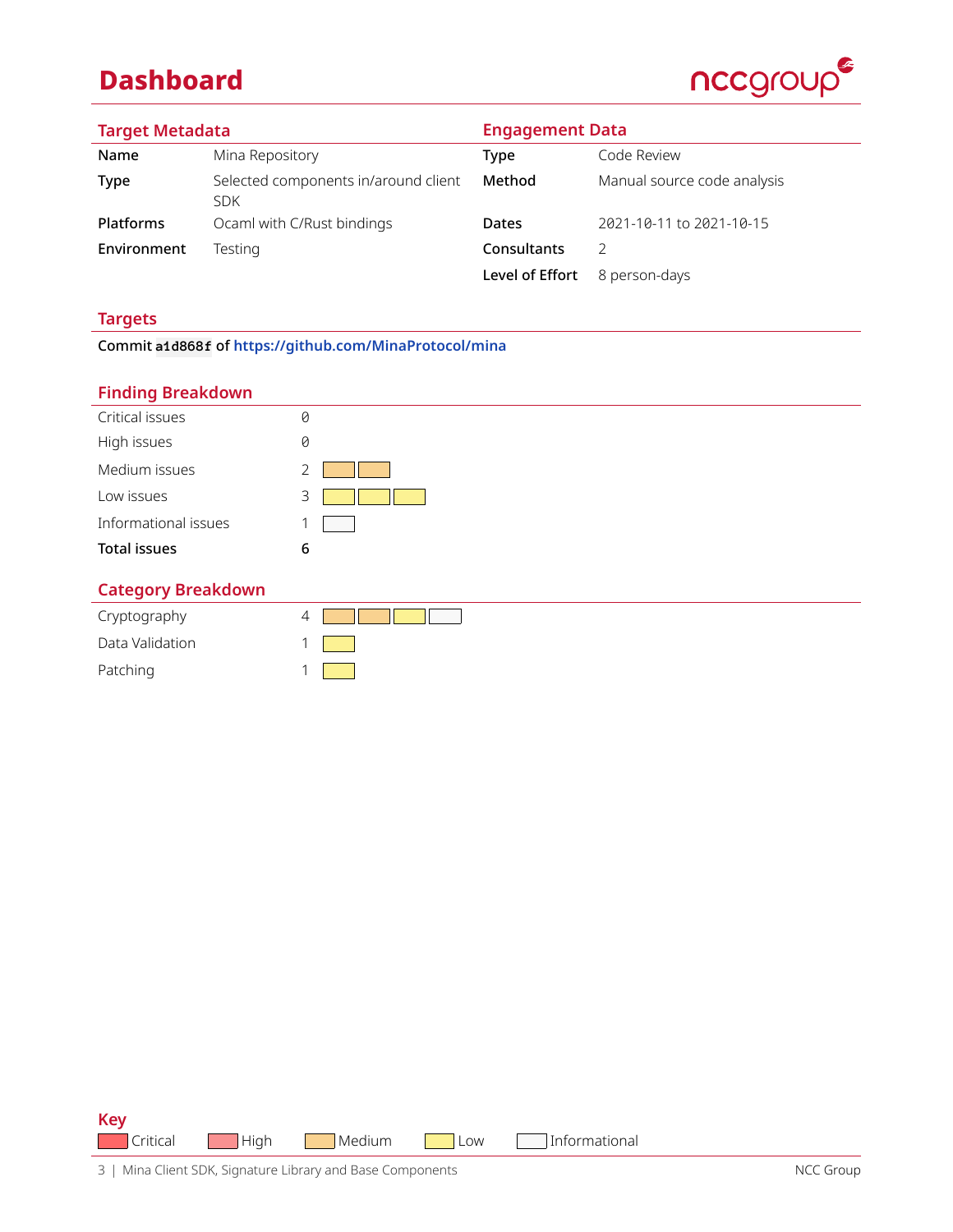# Dashboard

## Target Metadata

| | |
|---|---|
| **Name** | Mina Repository |
| **Type** | Selected components in/around client SDK |
| **Platforms** | Ocaml with C/Rust bindings |
| **Environment** | Testing |

## Engagement Data

| | |
|---|---|
| **Type** | Code Review |
| **Method** | Manual source code analysis |
| **Dates** | 2021-10-11 to 2021-10-15 |
| **Consultants** | 2 |
| **Level of Effort** | 8 person-days |

## Targets

**Commit `a1d868f` of https://github.com/MinaProtocol/mina**

## Finding Breakdown

| | |
|---|---|
| Critical issues | 0 |
| High issues | 0 |
| Medium issues | 2 |
| Low issues | 3 |
| Informational issues | 1 |
| **Total issues** | **6** |

## Category Breakdown

| | |
|---|---|
| Cryptography | 4 |
| Data Validation | 1 |
| Patching | 1 |

**Key**

Critical High Medium Low Informational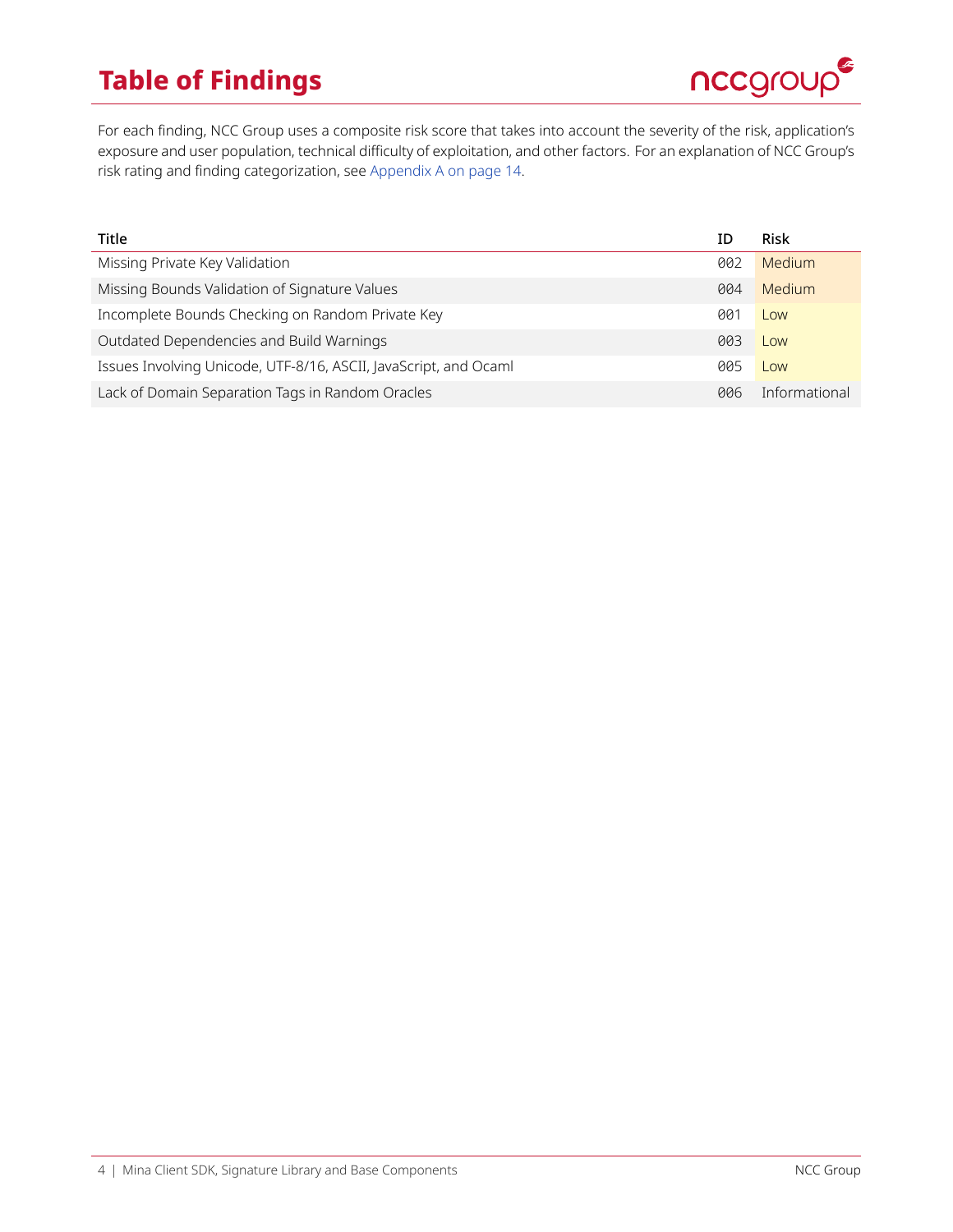# Table of Findings

For each finding, NCC Group uses a composite risk score that takes into account the severity of the risk, application's exposure and user population, technical difficulty of exploitation, and other factors. For an explanation of NCC Group's risk rating and finding categorization, see Appendix A on page 14.

| Title | ID | Risk |
| --- | --- | --- |
| Missing Private Key Validation | 002 | Medium |
| Missing Bounds Validation of Signature Values | 004 | Medium |
| Incomplete Bounds Checking on Random Private Key | 001 | Low |
| Outdated Dependencies and Build Warnings | 003 | Low |
| Issues Involving Unicode, UTF-8/16, ASCII, JavaScript, and Ocaml | 005 | Low |
| Lack of Domain Separation Tags in Random Oracles | 006 | Informational |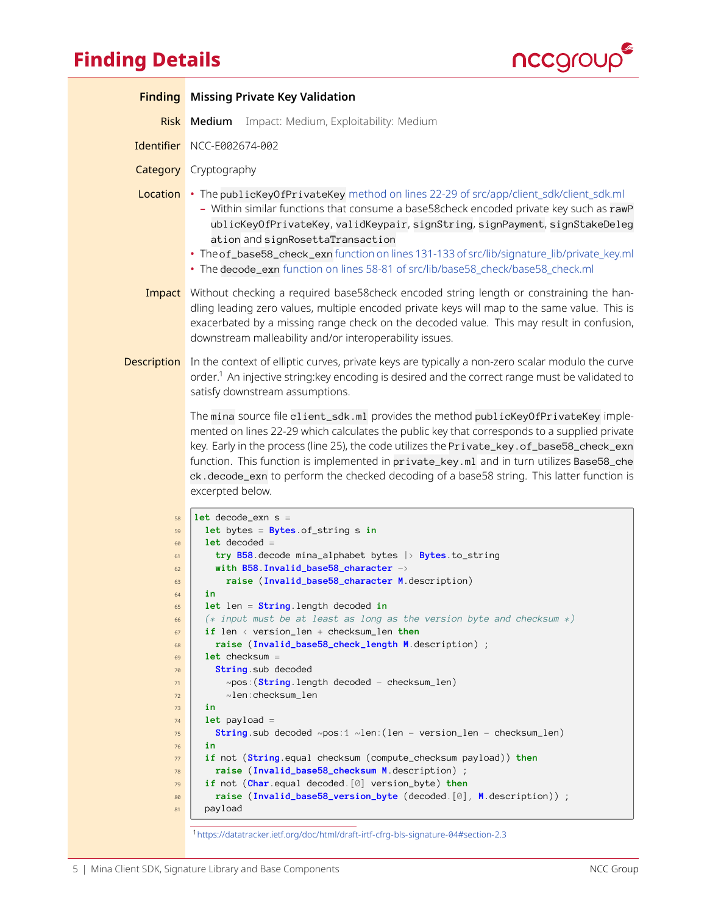# Finding Details

| | |
|---|---|
| **Finding** | **Missing Private Key Validation** |
| **Risk** | **Medium** Impact: Medium, Exploitability: Medium |
| **Identifier** | NCC-E002674-002 |
| **Category** | Cryptography |

**Location**

- The `publicKeyOfPrivateKey` method on lines 22-29 of src/app/client_sdk/client_sdk.ml
  - Within similar functions that consume a base58check encoded private key such as `rawPublicKeyOfPrivateKey`, `validKeypair`, `signString`, `signPayment`, `signStakeDelegation` and `signRosettaTransaction`
- The `of_base58_check_exn` function on lines 131-133 of src/lib/signature_lib/private_key.ml
- The `decode_exn` function on lines 58-81 of src/lib/base58_check/base58_check.ml

**Impact**

Without checking a required base58check encoded string length or constraining the handling leading zero values, multiple encoded private keys will map to the same value. This is exacerbated by a missing range check on the decoded value. This may result in confusion, downstream malleability and/or interoperability issues.

**Description**

In the context of elliptic curves, private keys are typically a non-zero scalar modulo the curve order.[1] An injective string:key encoding is desired and the correct range must be validated to satisfy downstream assumptions.

The `mina` source file `client_sdk.ml` provides the method `publicKeyOfPrivateKey` implemented on lines 22-29 which calculates the public key that corresponds to a supplied private key. Early in the process (line 25), the code utilizes the `Private_key.of_base58_check_exn` function. This function is implemented in `private_key.ml` and in turn utilizes `Base58_check.decode_exn` to perform the checked decoding of a base58 string. This latter function is excerpted below.

```
58  let decode_exn s =
59    let bytes = Bytes.of_string s in
60    let decoded =
61      try B58.decode mina_alphabet bytes |> Bytes.to_string
62      with B58.Invalid_base58_character ->
63        raise (Invalid_base58_character M.description)
64    in
65    let len = String.length decoded in
66    (* input must be at least as long as the version byte and checksum *)
67    if len < version_len + checksum_len then
68      raise (Invalid_base58_check_length M.description) ;
69    let checksum =
70      String.sub decoded
71        ~pos:(String.length decoded - checksum_len)
72        ~len:checksum_len
73    in
74    let payload =
75      String.sub decoded ~pos:1 ~len:(len - version_len - checksum_len)
76    in
77    if not (String.equal checksum (compute_checksum payload)) then
78      raise (Invalid_base58_checksum M.description) ;
79    if not (Char.equal decoded.[0] version_byte) then
80      raise (Invalid_base58_version_byte (decoded.[0], M.description)) ;
81    payload
```

[1] https://datatracker.ietf.org/doc/html/draft-irtf-cfrg-bls-signature-04#section-2.3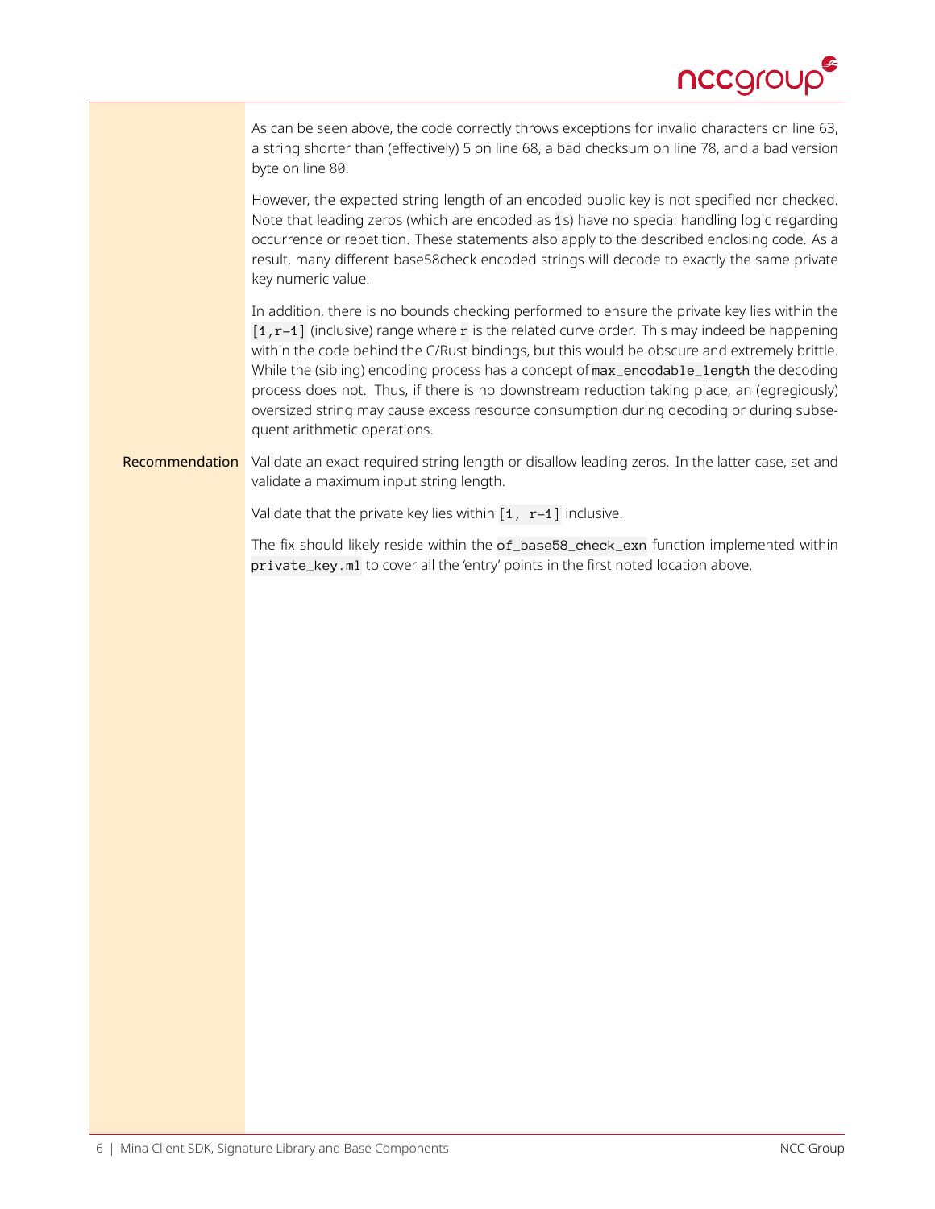As can be seen above, the code correctly throws exceptions for invalid characters on line 63, a string shorter than (effectively) 5 on line 68, a bad checksum on line 78, and a bad version byte on line 80.

However, the expected string length of an encoded public key is not specified nor checked. Note that leading zeros (which are encoded as `1`s) have no special handling logic regarding occurrence or repetition. These statements also apply to the described enclosing code. As a result, many different base58check encoded strings will decode to exactly the same private key numeric value.

In addition, there is no bounds checking performed to ensure the private key lies within the `[1,r-1]` (inclusive) range where `r` is the related curve order. This may indeed be happening within the code behind the C/Rust bindings, but this would be obscure and extremely brittle. While the (sibling) encoding process has a concept of `max_encodable_length` the decoding process does not. Thus, if there is no downstream reduction taking place, an (egregiously) oversized string may cause excess resource consumption during decoding or during subsequent arithmetic operations.

**Recommendation** Validate an exact required string length or disallow leading zeros. In the latter case, set and validate a maximum input string length.

Validate that the private key lies within `[1, r-1]` inclusive.

The fix should likely reside within the `of_base58_check_exn` function implemented within `private_key.ml` to cover all the 'entry' points in the first noted location above.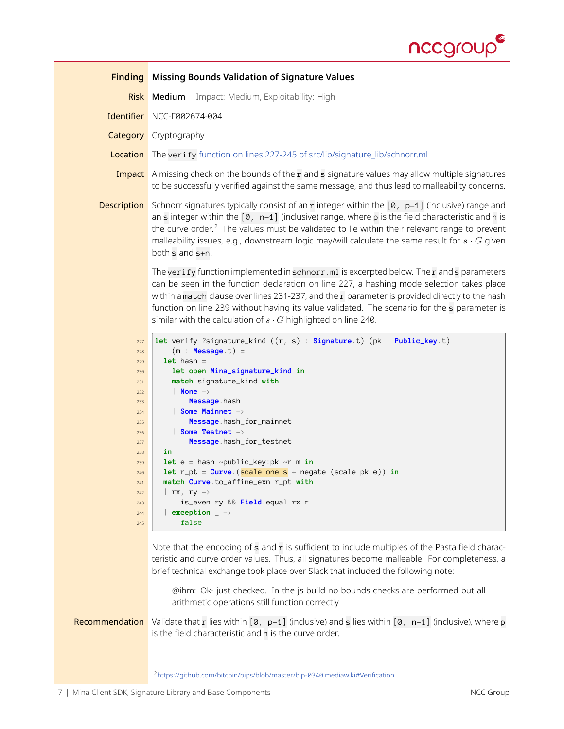| | |
|---|---|
| **Finding** | **Missing Bounds Validation of Signature Values** |
| **Risk** | **Medium** Impact: Medium, Exploitability: High |
| **Identifier** | NCC-E002674-004 |
| **Category** | Cryptography |
| **Location** | The `verify` function on lines 227-245 of src/lib/signature_lib/schnorr.ml |
| **Impact** | A missing check on the bounds of the `r` and `s` signature values may allow multiple signatures to be successfully verified against the same message, and thus lead to malleability concerns. |

**Description**

Schnorr signatures typically consist of an `r` integer within the `[0, p-1]` (inclusive) range and an `s` integer within the `[0, n-1]` (inclusive) range, where `p` is the field characteristic and `n` is the curve order.[2] The values must be validated to lie within their relevant range to prevent malleability issues, e.g., downstream logic may/will calculate the same result for $s \cdot G$ given both `s` and `s+n`.

The `verify` function implemented in `schnorr.ml` is excerpted below. The `r` and `s` parameters can be seen in the function declaration on line 227, a hashing mode selection takes place within a `match` clause over lines 231-237, and the `r` parameter is provided directly to the hash function on line 239 without having its value validated. The scenario for the `s` parameter is similar with the calculation of $s \cdot G$ highlighted on line 240.

```
227  let verify ?signature_kind ((r, s) : Signature.t) (pk : Public_key.t)
228      (m : Message.t) =
229    let hash =
230      let open Mina_signature_kind in
231      match signature_kind with
232      | None ->
233          Message.hash
234      | Some Mainnet ->
235          Message.hash_for_mainnet
236      | Some Testnet ->
237          Message.hash_for_testnet
238    in
239    let e = hash ~public_key:pk ~r m in
240    let r_pt = Curve.(scale one s + negate (scale pk e)) in
241    match Curve.to_affine_exn r_pt with
242    | rx, ry ->
243        is_even ry && Field.equal rx r
244    | exception _ ->
245        false
```

Note that the encoding of `s` and `r` is sufficient to include multiples of the Pasta field characteristic and curve order values. Thus, all signatures become malleable. For completeness, a brief technical exchange took place over Slack that included the following note:

> @ihm: Ok- just checked. In the js build no bounds checks are performed but all arithmetic operations still function correctly

**Recommendation**

Validate that `r` lies within `[0, p-1]` (inclusive) and `s` lies within `[0, n-1]` (inclusive), where `p` is the field characteristic and `n` is the curve order.

[2] https://github.com/bitcoin/bips/blob/master/bip-0340.mediawiki#Verification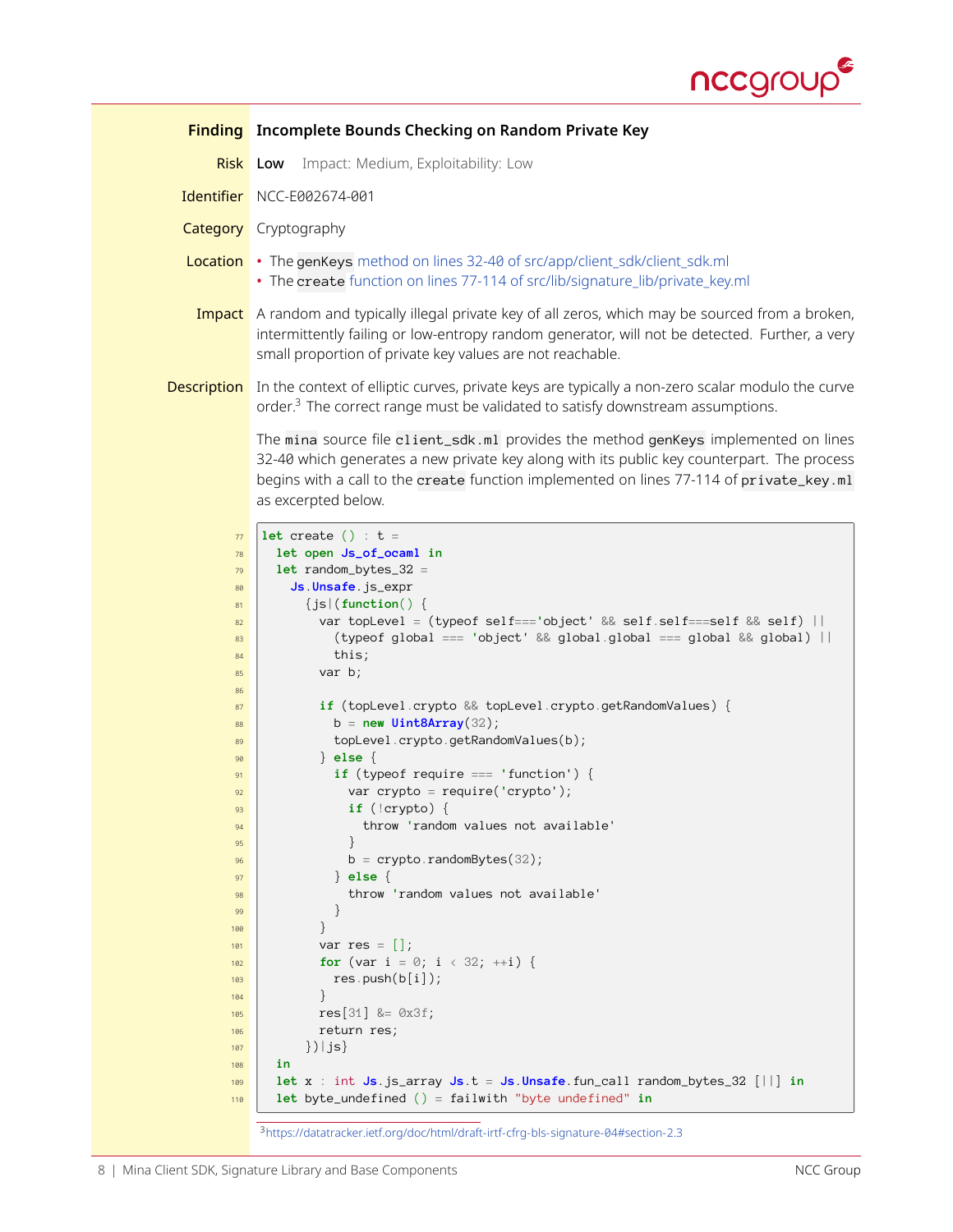| | |
|---|---|
| **Finding** | **Incomplete Bounds Checking on Random Private Key** |
| **Risk** | **Low** Impact: Medium, Exploitability: Low |
| **Identifier** | NCC-E002674-001 |
| **Category** | Cryptography |
| **Location** | • The `genKeys` method on lines 32-40 of src/app/client_sdk/client_sdk.ml<br>• The `create` function on lines 77-114 of src/lib/signature_lib/private_key.ml |
| **Impact** | A random and typically illegal private key of all zeros, which may be sourced from a broken, intermittently failing or low-entropy random generator, will not be detected. Further, a very small proportion of private key values are not reachable. |

**Description**

In the context of elliptic curves, private keys are typically a non-zero scalar modulo the curve order.[3] The correct range must be validated to satisfy downstream assumptions.

The `mina` source file `client_sdk.ml` provides the method `genKeys` implemented on lines 32-40 which generates a new private key along with its public key counterpart. The process begins with a call to the `create` function implemented on lines 77-114 of `private_key.ml` as excerpted below.

```
77   let create () : t =
78     let open Js_of_ocaml in
79     let random_bytes_32 =
80       Js.Unsafe.js_expr
81         {js|(function() {
82           var topLevel = (typeof self==='object' && self.self===self && self) ||
83             (typeof global === 'object' && global.global === global && global) ||
84             this;
85           var b;
86
87           if (topLevel.crypto && topLevel.crypto.getRandomValues) {
88             b = new Uint8Array(32);
89             topLevel.crypto.getRandomValues(b);
90           } else {
91             if (typeof require === 'function') {
92               var crypto = require('crypto');
93               if (!crypto) {
94                 throw 'random values not available'
95               }
96               b = crypto.randomBytes(32);
97             } else {
98               throw 'random values not available'
99             }
100          }
101          var res = [];
102          for (var i = 0; i < 32; ++i) {
103            res.push(b[i]);
104          }
105          res[31] &= 0x3f;
106          return res;
107        })|js}
108    in
109    let x : int Js.js_array Js.t = Js.Unsafe.fun_call random_bytes_32 [||] in
110    let byte_undefined () = failwith "byte undefined" in
```

[3] https://datatracker.ietf.org/doc/html/draft-irtf-cfrg-bls-signature-04#section-2.3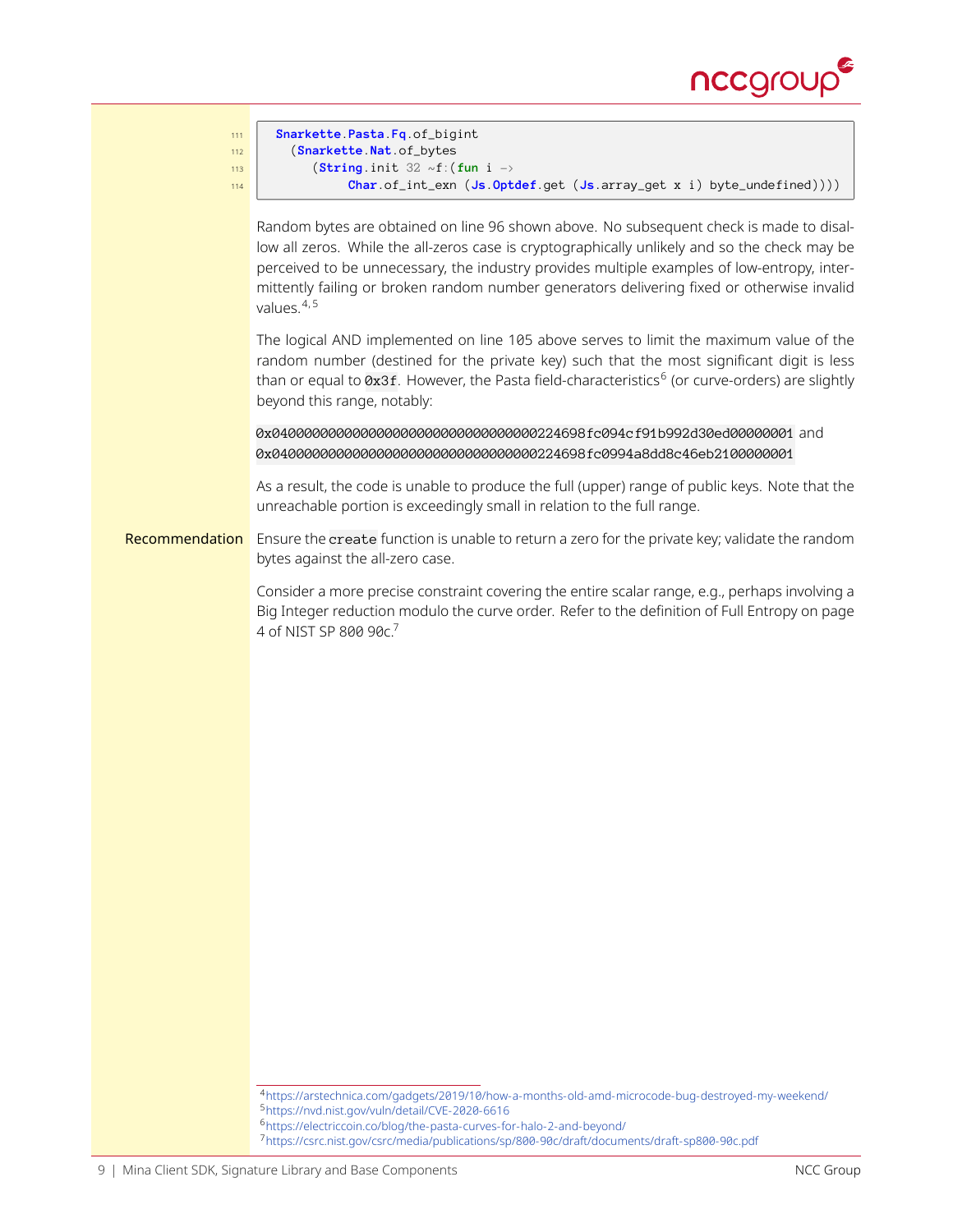```
111    Snarkette.Pasta.Fq.of_bigint
112      (Snarkette.Nat.of_bytes
113         (String.init 32 ~f:(fun i ->
114              Char.of_int_exn (Js.Optdef.get (Js.array_get x i) byte_undefined))))
```

Random bytes are obtained on line 96 shown above. No subsequent check is made to disallow all zeros. While the all-zeros case is cryptographically unlikely and so the check may be perceived to be unnecessary, the industry provides multiple examples of low-entropy, intermittently failing or broken random number generators delivering fixed or otherwise invalid values.[4,5]

The logical AND implemented on line 105 above serves to limit the maximum value of the random number (destined for the private key) such that the most significant digit is less than or equal to `0x3f`. However, the Pasta field-characteristics[6] (or curve-orders) are slightly beyond this range, notably:

`0x40000000000000000000000000000000224698fc094cf91b992d30ed00000001` and `0x40000000000000000000000000000000224698fc0994a8dd8c46eb2100000001`

As a result, the code is unable to produce the full (upper) range of public keys. Note that the unreachable portion is exceedingly small in relation to the full range.

**Recommendation** Ensure the `create` function is unable to return a zero for the private key; validate the random bytes against the all-zero case.

Consider a more precise constraint covering the entire scalar range, e.g., perhaps involving a Big Integer reduction modulo the curve order. Refer to the definition of Full Entropy on page 4 of NIST SP 800 90c.[7]

---

[4] https://arstechnica.com/gadgets/2019/10/how-a-months-old-amd-microcode-bug-destroyed-my-weekend/
[5] https://nvd.nist.gov/vuln/detail/CVE-2020-6616
[6] https://electriccoin.co/blog/the-pasta-curves-for-halo-2-and-beyond/
[7] https://csrc.nist.gov/csrc/media/publications/sp/800-90c/draft/documents/draft-sp800-90c.pdf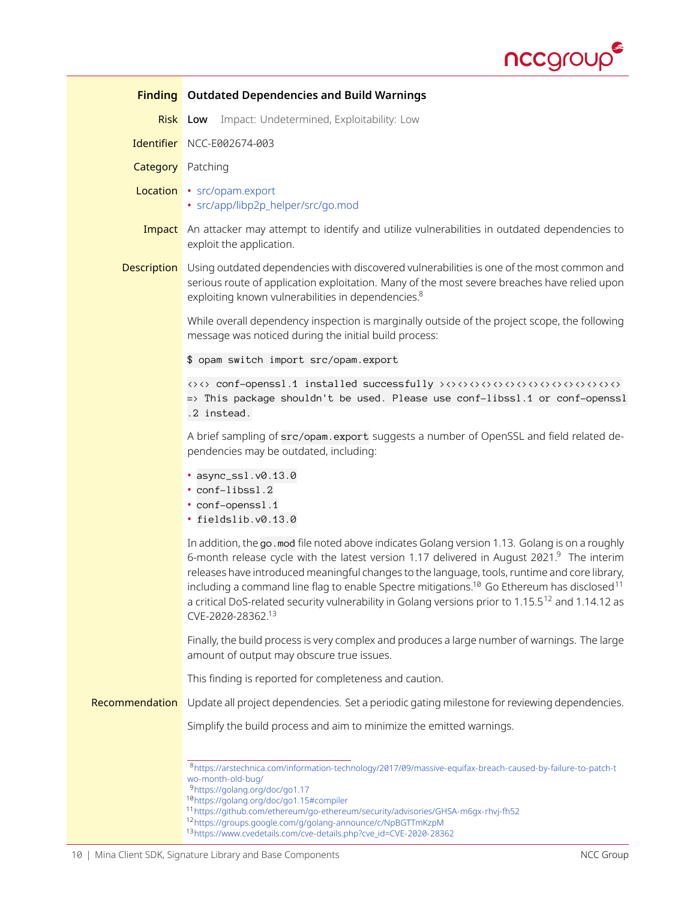| | |
|---|---|
| **Finding** | **Outdated Dependencies and Build Warnings** |
| **Risk** | **Low** Impact: Undetermined, Exploitability: Low |
| **Identifier** | NCC-E002674-003 |
| **Category** | Patching |
| **Location** | • src/opam.export<br>• src/app/libp2p_helper/src/go.mod |
| **Impact** | An attacker may attempt to identify and utilize vulnerabilities in outdated dependencies to exploit the application. |

**Description**

Using outdated dependencies with discovered vulnerabilities is one of the most common and serious route of application exploitation. Many of the most severe breaches have relied upon exploiting known vulnerabilities in dependencies.[8]

While overall dependency inspection is marginally outside of the project scope, the following message was noticed during the initial build process:

```
$ opam switch import src/opam.export
```

```
<><> conf-openssl.1 installed successfully ><><><><><><><><><><><><><><><><><>
=> This package shouldn't be used. Please use conf-libssl.1 or conf-openssl
.2 instead.
```

A brief sampling of `src/opam.export` suggests a number of OpenSSL and field related dependencies may be outdated, including:

- `async_ssl.v0.13.0`
- `conf-libssl.2`
- `conf-openssl.1`
- `fieldslib.v0.13.0`

In addition, the `go.mod` file noted above indicates Golang version 1.13. Golang is on a roughly 6-month release cycle with the latest version 1.17 delivered in August 2021.[9] The interim releases have introduced meaningful changes to the language, tools, runtime and core library, including a command line flag to enable Spectre mitigations.[10] Go Ethereum has disclosed[11] a critical DoS-related security vulnerability in Golang versions prior to 1.15.5[12] and 1.14.12 as CVE-2020-28362.[13]

Finally, the build process is very complex and produces a large number of warnings. The large amount of output may obscure true issues.

This finding is reported for completeness and caution.

**Recommendation**

Update all project dependencies. Set a periodic gating milestone for reviewing dependencies.

Simplify the build process and aim to minimize the emitted warnings.

---

[8] https://arstechnica.com/information-technology/2017/09/massive-equifax-breach-caused-by-failure-to-patch-two-month-old-bug/
[9] https://golang.org/doc/go1.17
[10] https://golang.org/doc/go1.15#compiler
[11] https://github.com/ethereum/go-ethereum/security/advisories/GHSA-m6gx-rhvj-fh52
[12] https://groups.google.com/g/golang-announce/c/NpBGTTmKzpM
[13] https://www.cvedetails.com/cve-details.php?cve_id=CVE-2020-28362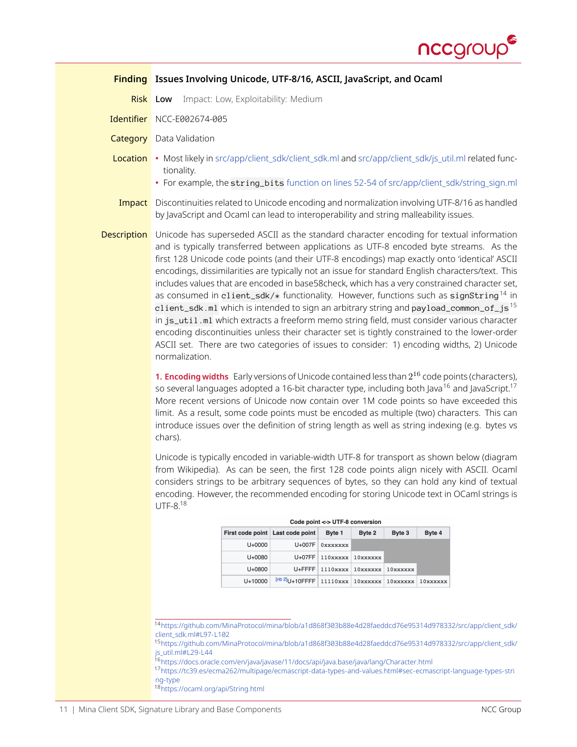| | |
|---|---|
| **Finding** | **Issues Involving Unicode, UTF-8/16, ASCII, JavaScript, and Ocaml** |
| **Risk** | **Low** Impact: Low, Exploitability: Medium |
| **Identifier** | NCC-E002674-005 |
| **Category** | Data Validation |
| **Location** | • Most likely in src/app/client_sdk/client_sdk.ml and src/app/client_sdk/js_util.ml related functionality.<br>• For example, the `string_bits` function on lines 52-54 of src/app/client_sdk/string_sign.ml |
| **Impact** | Discontinuities related to Unicode encoding and normalization involving UTF-8/16 as handled by JavaScript and Ocaml can lead to interoperability and string malleability issues. |

**Description** Unicode has superseded ASCII as the standard character encoding for textual information and is typically transferred between applications as UTF-8 encoded byte streams. As the first 128 Unicode code points (and their UTF-8 encodings) map exactly onto 'identical' ASCII encodings, dissimilarities are typically not an issue for standard English characters/text. This includes values that are encoded in base58check, which has a very constrained character set, as consumed in `client_sdk/*` functionality. However, functions such as `signString`[14] in `client_sdk.ml` which is intended to sign an arbitrary string and `payload_common_of_js`[15] in `js_util.ml` which extracts a freeform memo string field, must consider various character encoding discontinuities unless their character set is tightly constrained to the lower-order ASCII set. There are two categories of issues to consider: 1) encoding widths, 2) Unicode normalization.

**1. Encoding widths** Early versions of Unicode contained less than $2^{16}$ code points (characters), so several languages adopted a 16-bit character type, including both Java[16] and JavaScript.[17] More recent versions of Unicode now contain over 1M code points so have exceeded this limit. As a result, some code points must be encoded as multiple (two) characters. This can introduce issues over the definition of string length as well as string indexing (e.g. bytes vs chars).

Unicode is typically encoded in variable-width UTF-8 for transport as shown below (diagram from Wikipedia). As can be seen, the first 128 code points align nicely with ASCII. Ocaml considers strings to be arbitrary sequences of bytes, so they can hold any kind of textual encoding. However, the recommended encoding for storing Unicode text in OCaml strings is UTF-8.[18]

**Code point <-> UTF-8 conversion**

| First code point | Last code point | Byte 1 | Byte 2 | Byte 3 | Byte 4 |
|---|---|---|---|---|---|
| U+0000 | U+007F | 0xxxxxxx | | | |
| U+0080 | U+07FF | 110xxxxx | 10xxxxxx | | |
| U+0800 | U+FFFF | 1110xxxx | 10xxxxxx | 10xxxxxx | |
| U+10000 | [nb 2]U+10FFFF | 11110xxx | 10xxxxxx | 10xxxxxx | 10xxxxxx |

---

[14] https://github.com/MinaProtocol/mina/blob/a1d868f303b88e4d28faeddcd76e95314d978332/src/app/client_sdk/client_sdk.ml#L97-L102

[15] https://github.com/MinaProtocol/mina/blob/a1d868f303b88e4d28faeddcd76e95314d978332/src/app/client_sdk/js_util.ml#L29-L44

[16] https://docs.oracle.com/en/java/javase/11/docs/api/java.base/java/lang/Character.html

[17] https://tc39.es/ecma262/multipage/ecmascript-data-types-and-values.html#sec-ecmascript-language-types-string-type

[18] https://ocaml.org/api/String.html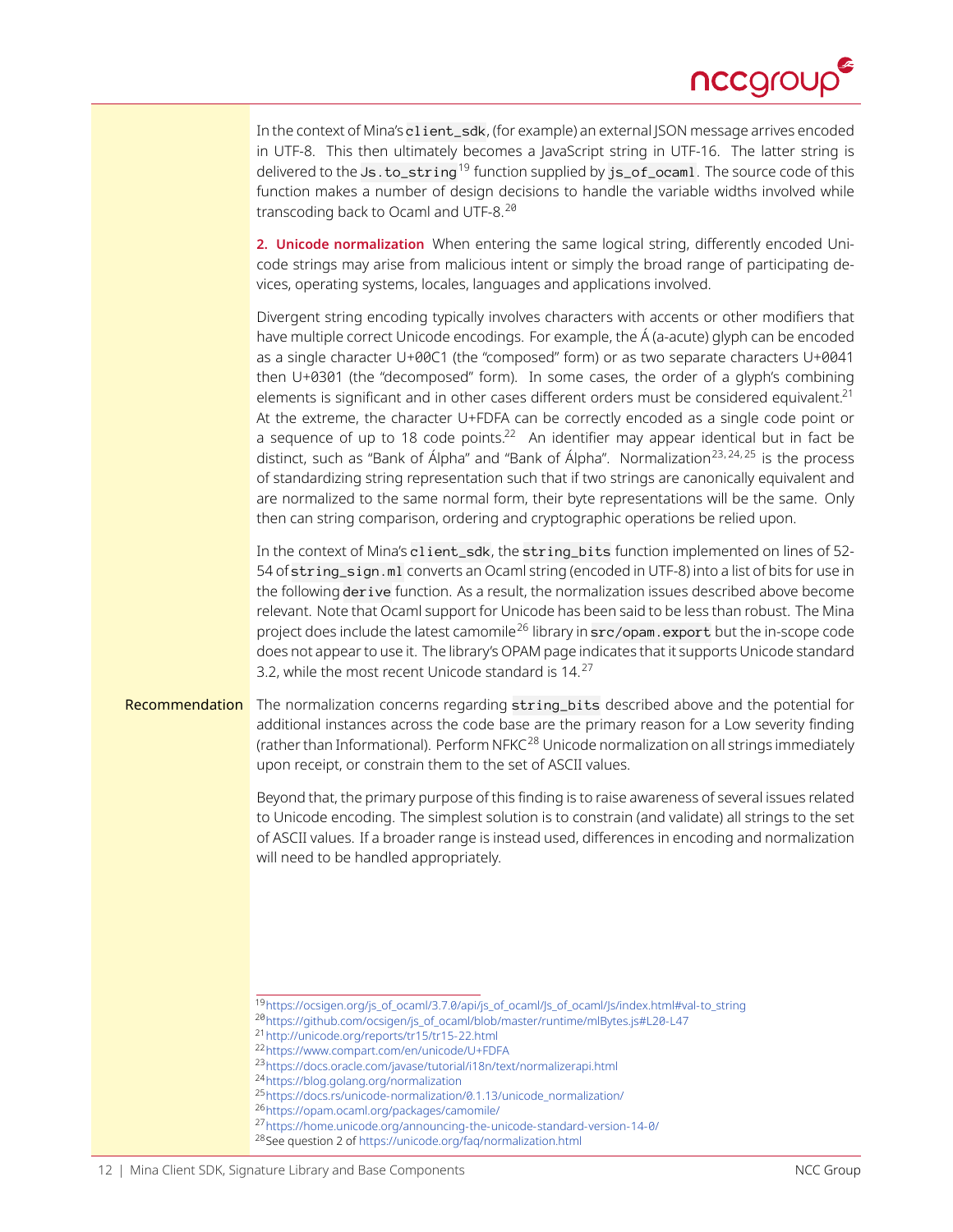In the context of Mina's `client_sdk`, (for example) an external JSON message arrives encoded in UTF-8. This then ultimately becomes a JavaScript string in UTF-16. The latter string is delivered to the `Js.to_string`[19] function supplied by `js_of_ocaml`. The source code of this function makes a number of design decisions to handle the variable widths involved while transcoding back to Ocaml and UTF-8.[20]

**2. Unicode normalization** When entering the same logical string, differently encoded Unicode strings may arise from malicious intent or simply the broad range of participating devices, operating systems, locales, languages and applications involved.

Divergent string encoding typically involves characters with accents or other modifiers that have multiple correct Unicode encodings. For example, the Á (a-acute) glyph can be encoded as a single character U+00C1 (the "composed" form) or as two separate characters U+0041 then U+0301 (the "decomposed" form). In some cases, the order of a glyph's combining elements is significant and in other cases different orders must be considered equivalent.[21] At the extreme, the character U+FDFA can be correctly encoded as a single code point or a sequence of up to 18 code points.[22] An identifier may appear identical but in fact be distinct, such as "Bank of Álpha" and "Bank of Álpha". Normalization[23,24,25] is the process of standardizing string representation such that if two strings are canonically equivalent and are normalized to the same normal form, their byte representations will be the same. Only then can string comparison, ordering and cryptographic operations be relied upon.

In the context of Mina's `client_sdk`, the `string_bits` function implemented on lines of 52-54 of `string_sign.ml` converts an Ocaml string (encoded in UTF-8) into a list of bits for use in the following `derive` function. As a result, the normalization issues described above become relevant. Note that Ocaml support for Unicode has been said to be less than robust. The Mina project does include the latest camomile[26] library in `src/opam.export` but the in-scope code does not appear to use it. The library's OPAM page indicates that it supports Unicode standard 3.2, while the most recent Unicode standard is 14.[27]

**Recommendation** The normalization concerns regarding `string_bits` described above and the potential for additional instances across the code base are the primary reason for a Low severity finding (rather than Informational). Perform NFKC[28] Unicode normalization on all strings immediately upon receipt, or constrain them to the set of ASCII values.

Beyond that, the primary purpose of this finding is to raise awareness of several issues related to Unicode encoding. The simplest solution is to constrain (and validate) all strings to the set of ASCII values. If a broader range is instead used, differences in encoding and normalization will need to be handled appropriately.

[19] https://ocsigen.org/js_of_ocaml/3.7.0/api/js_of_ocaml/Js_of_ocaml/Js/index.html#val-to_string
[20] https://github.com/ocsigen/js_of_ocaml/blob/master/runtime/mlBytes.js#L20-L47
[21] http://unicode.org/reports/tr15/tr15-22.html
[22] https://www.compart.com/en/unicode/U+FDFA
[23] https://docs.oracle.com/javase/tutorial/i18n/text/normalizerapi.html
[24] https://blog.golang.org/normalization
[25] https://docs.rs/unicode-normalization/0.1.13/unicode_normalization/
[26] https://opam.ocaml.org/packages/camomile/
[27] https://home.unicode.org/announcing-the-unicode-standard-version-14-0/
[28] See question 2 of https://unicode.org/faq/normalization.html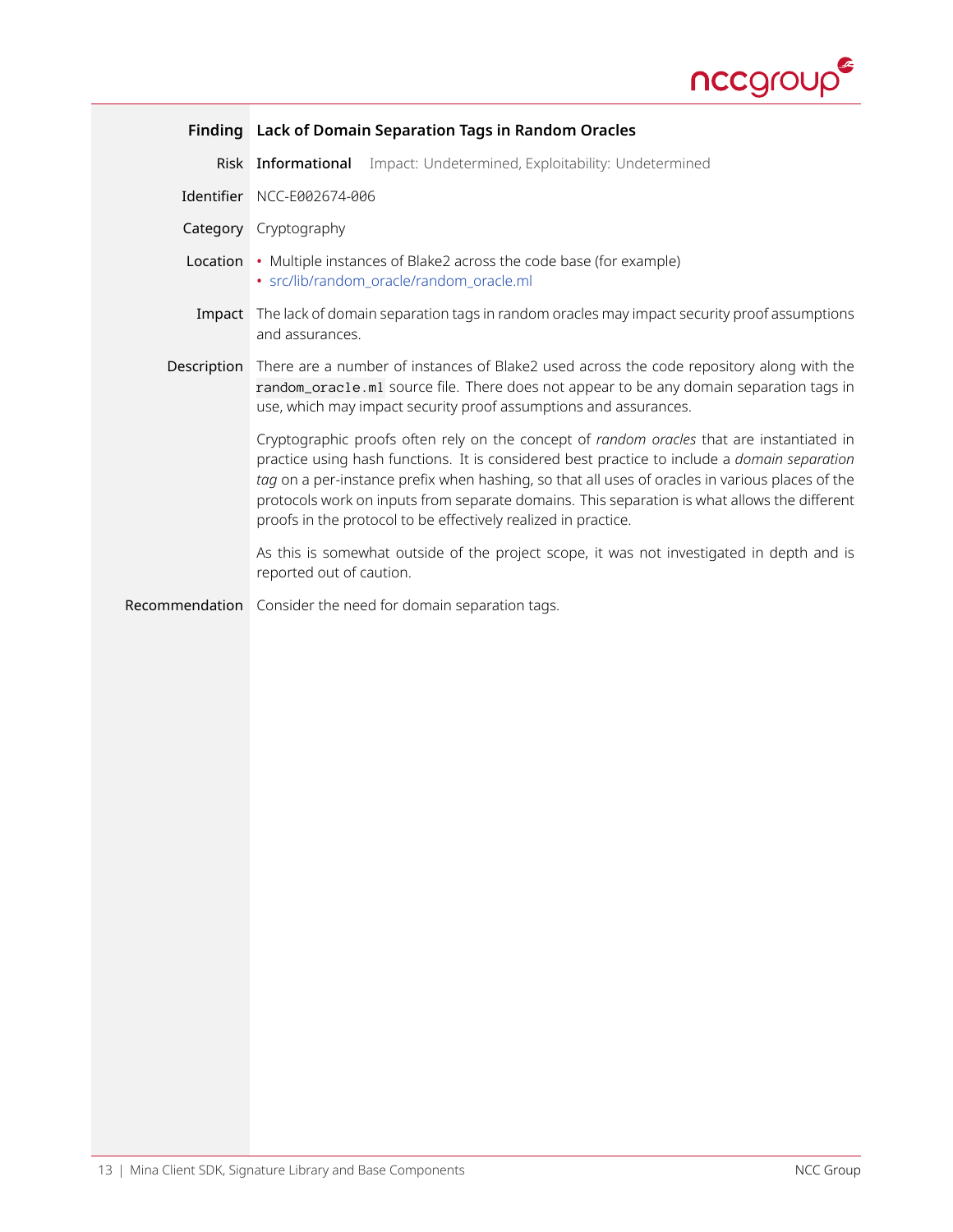| | |
|---|---|
| **Finding** | **Lack of Domain Separation Tags in Random Oracles** |
| Risk | **Informational** Impact: Undetermined, Exploitability: Undetermined |
| Identifier | NCC-E002674-006 |
| Category | Cryptography |
| Location | • Multiple instances of Blake2 across the code base (for example)<br>• src/lib/random_oracle/random_oracle.ml |
| Impact | The lack of domain separation tags in random oracles may impact security proof assumptions and assurances. |
| Description | There are a number of instances of Blake2 used across the code repository along with the `random_oracle.ml` source file. There does not appear to be any domain separation tags in use, which may impact security proof assumptions and assurances.<br><br>Cryptographic proofs often rely on the concept of *random oracles* that are instantiated in practice using hash functions. It is considered best practice to include a *domain separation tag* on a per-instance prefix when hashing, so that all uses of oracles in various places of the protocols work on inputs from separate domains. This separation is what allows the different proofs in the protocol to be effectively realized in practice.<br><br>As this is somewhat outside of the project scope, it was not investigated in depth and is reported out of caution. |
| Recommendation | Consider the need for domain separation tags. |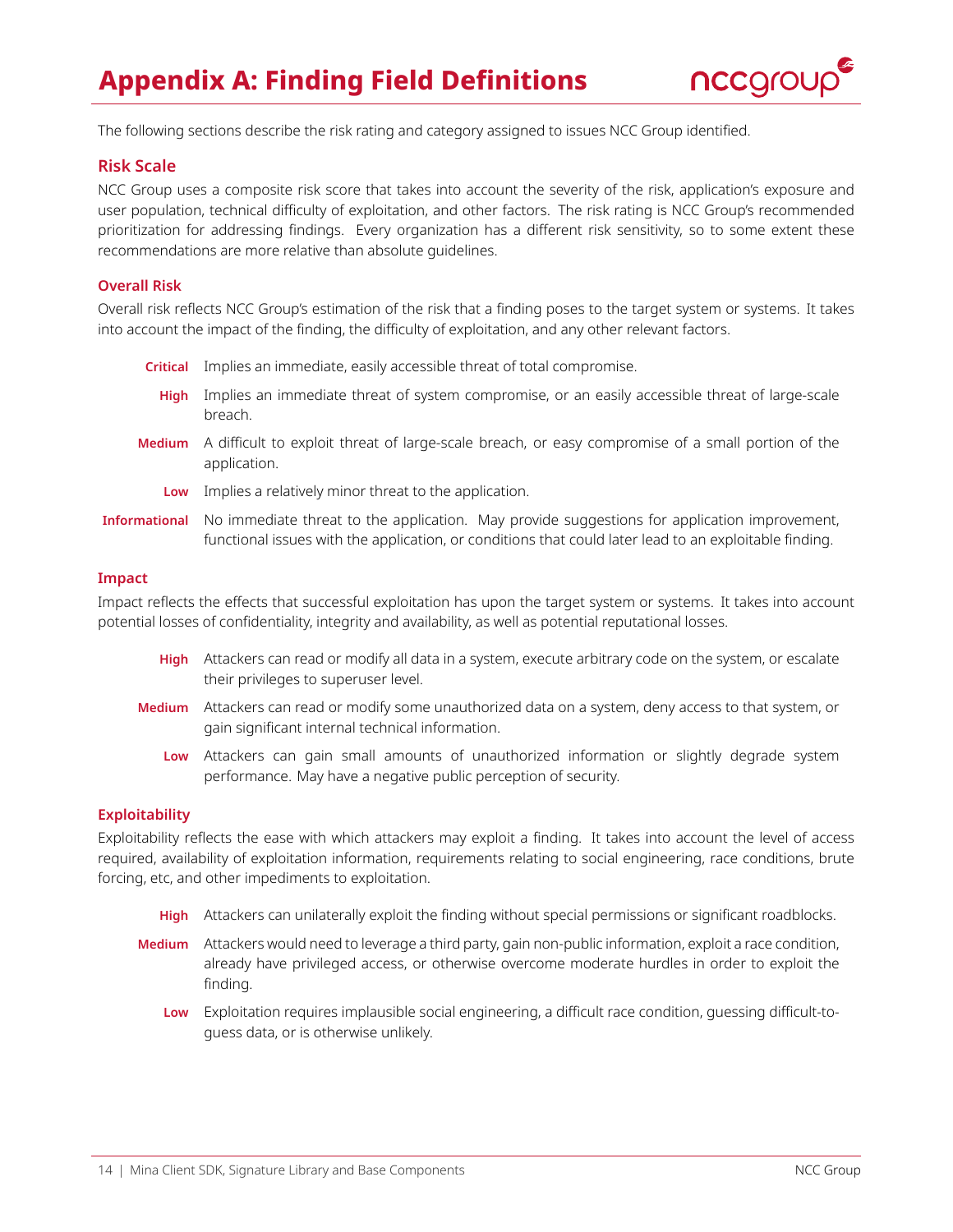# Appendix A: Finding Field Definitions

The following sections describe the risk rating and category assigned to issues NCC Group identified.

## Risk Scale

NCC Group uses a composite risk score that takes into account the severity of the risk, application's exposure and user population, technical difficulty of exploitation, and other factors. The risk rating is NCC Group's recommended prioritization for addressing findings. Every organization has a different risk sensitivity, so to some extent these recommendations are more relative than absolute guidelines.

### Overall Risk

Overall risk reflects NCC Group's estimation of the risk that a finding poses to the target system or systems. It takes into account the impact of the finding, the difficulty of exploitation, and any other relevant factors.

**Critical** Implies an immediate, easily accessible threat of total compromise.

**High** Implies an immediate threat of system compromise, or an easily accessible threat of large-scale breach.

**Medium** A difficult to exploit threat of large-scale breach, or easy compromise of a small portion of the application.

**Low** Implies a relatively minor threat to the application.

**Informational** No immediate threat to the application. May provide suggestions for application improvement, functional issues with the application, or conditions that could later lead to an exploitable finding.

### Impact

Impact reflects the effects that successful exploitation has upon the target system or systems. It takes into account potential losses of confidentiality, integrity and availability, as well as potential reputational losses.

**High** Attackers can read or modify all data in a system, execute arbitrary code on the system, or escalate their privileges to superuser level.

**Medium** Attackers can read or modify some unauthorized data on a system, deny access to that system, or gain significant internal technical information.

**Low** Attackers can gain small amounts of unauthorized information or slightly degrade system performance. May have a negative public perception of security.

### Exploitability

Exploitability reflects the ease with which attackers may exploit a finding. It takes into account the level of access required, availability of exploitation information, requirements relating to social engineering, race conditions, brute forcing, etc, and other impediments to exploitation.

**High** Attackers can unilaterally exploit the finding without special permissions or significant roadblocks.

**Medium** Attackers would need to leverage a third party, gain non-public information, exploit a race condition, already have privileged access, or otherwise overcome moderate hurdles in order to exploit the finding.

**Low** Exploitation requires implausible social engineering, a difficult race condition, guessing difficult-to-guess data, or is otherwise unlikely.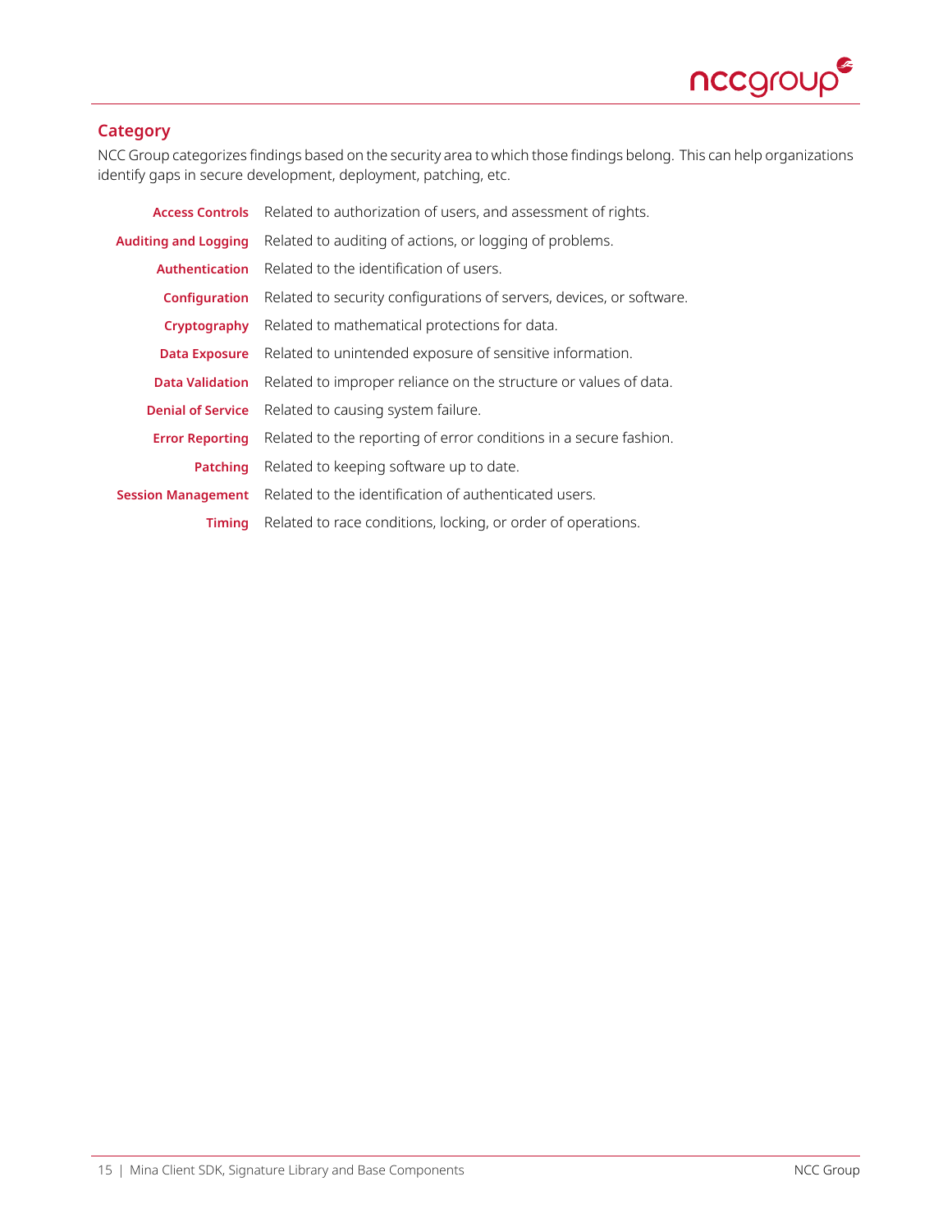## Category

NCC Group categorizes findings based on the security area to which those findings belong. This can help organizations identify gaps in secure development, deployment, patching, etc.

| | |
|---|---|
| **Access Controls** | Related to authorization of users, and assessment of rights. |
| **Auditing and Logging** | Related to auditing of actions, or logging of problems. |
| **Authentication** | Related to the identification of users. |
| **Configuration** | Related to security configurations of servers, devices, or software. |
| **Cryptography** | Related to mathematical protections for data. |
| **Data Exposure** | Related to unintended exposure of sensitive information. |
| **Data Validation** | Related to improper reliance on the structure or values of data. |
| **Denial of Service** | Related to causing system failure. |
| **Error Reporting** | Related to the reporting of error conditions in a secure fashion. |
| **Patching** | Related to keeping software up to date. |
| **Session Management** | Related to the identification of authenticated users. |
| **Timing** | Related to race conditions, locking, or order of operations. |